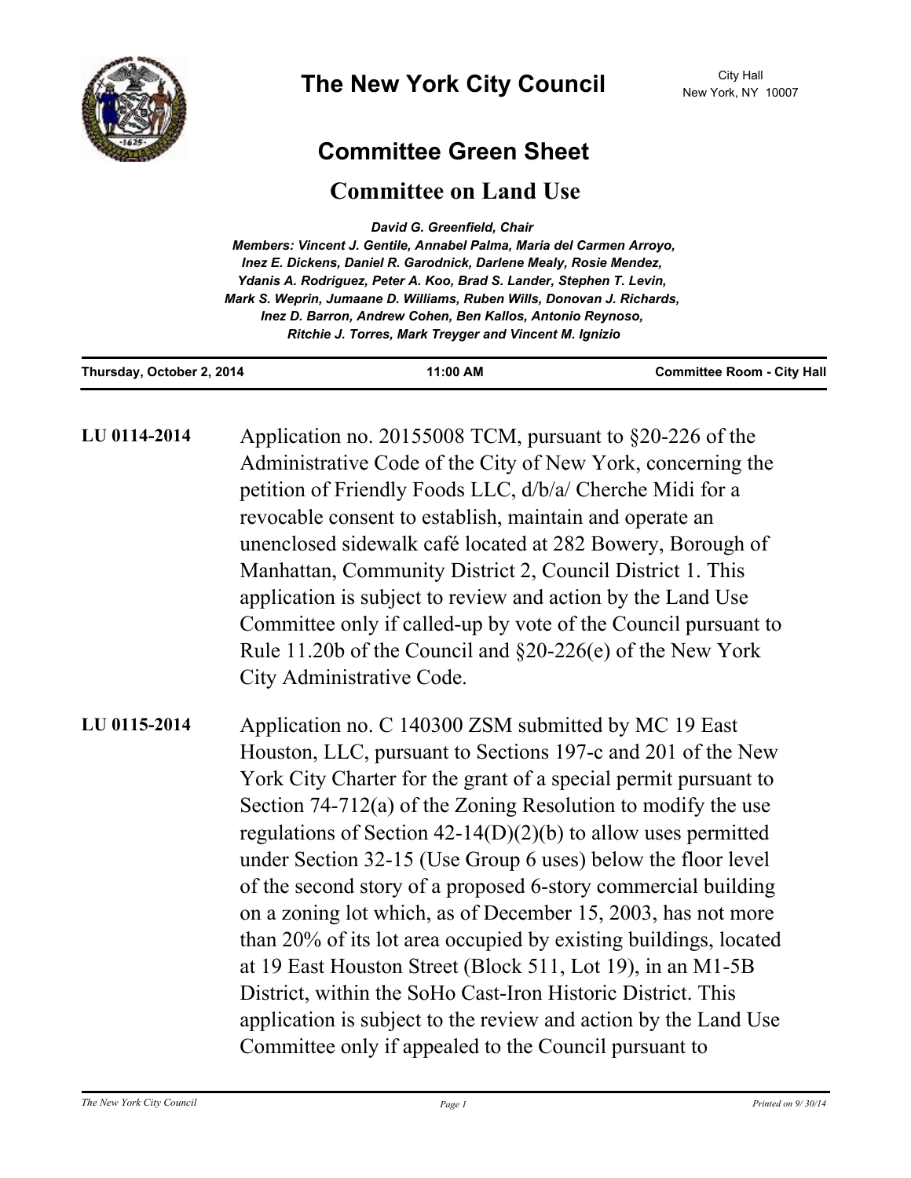# The New York City Council

City Hall
New York, NY 10007

## Committee Green Sheet

## Committee on Land Use

***David G. Greenfield, Chair***

***Members: Vincent J. Gentile, Annabel Palma, Maria del Carmen Arroyo, Inez E. Dickens, Daniel R. Garodnick, Darlene Mealy, Rosie Mendez, Ydanis A. Rodriguez, Peter A. Koo, Brad S. Lander, Stephen T. Levin, Mark S. Weprin, Jumaane D. Williams, Ruben Wills, Donovan J. Richards, Inez D. Barron, Andrew Cohen, Ben Kallos, Antonio Reynoso, Ritchie J. Torres, Mark Treyger and Vincent M. Ignizio***

**Thursday, October 2, 2014** | **11:00 AM** | **Committee Room - City Hall**

---

**LU 0114-2014**

Application no. 20155008 TCM, pursuant to §20-226 of the Administrative Code of the City of New York, concerning the petition of Friendly Foods LLC, d/b/a/ Cherche Midi for a revocable consent to establish, maintain and operate an unenclosed sidewalk café located at 282 Bowery, Borough of Manhattan, Community District 2, Council District 1. This application is subject to review and action by the Land Use Committee only if called-up by vote of the Council pursuant to Rule 11.20b of the Council and §20-226(e) of the New York City Administrative Code.

**LU 0115-2014**

Application no. C 140300 ZSM submitted by MC 19 East Houston, LLC, pursuant to Sections 197-c and 201 of the New York City Charter for the grant of a special permit pursuant to Section 74-712(a) of the Zoning Resolution to modify the use regulations of Section 42-14(D)(2)(b) to allow uses permitted under Section 32-15 (Use Group 6 uses) below the floor level of the second story of a proposed 6-story commercial building on a zoning lot which, as of December 15, 2003, has not more than 20% of its lot area occupied by existing buildings, located at 19 East Houston Street (Block 511, Lot 19), in an M1-5B District, within the SoHo Cast-Iron Historic District. This application is subject to the review and action by the Land Use Committee only if appealed to the Council pursuant to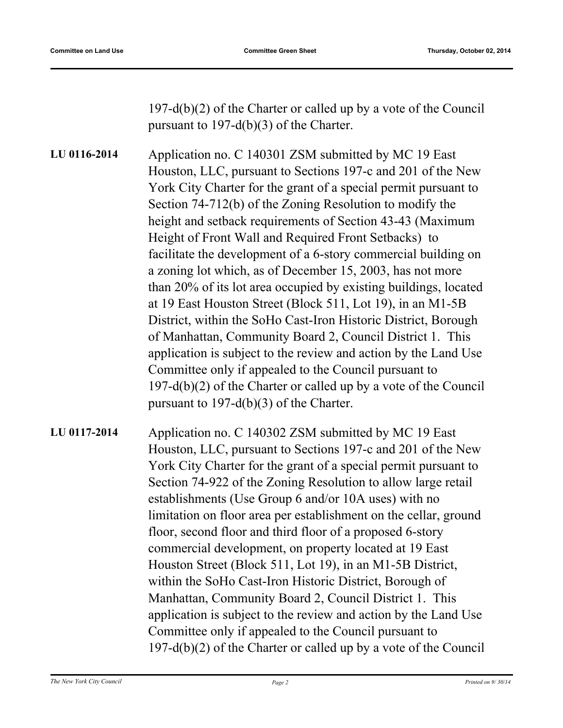197-d(b)(2) of the Charter or called up by a vote of the Council pursuant to 197-d(b)(3) of the Charter.

**LU 0116-2014** Application no. C 140301 ZSM submitted by MC 19 East Houston, LLC, pursuant to Sections 197-c and 201 of the New York City Charter for the grant of a special permit pursuant to Section 74-712(b) of the Zoning Resolution to modify the height and setback requirements of Section 43-43 (Maximum Height of Front Wall and Required Front Setbacks) to facilitate the development of a 6-story commercial building on a zoning lot which, as of December 15, 2003, has not more than 20% of its lot area occupied by existing buildings, located at 19 East Houston Street (Block 511, Lot 19), in an M1-5B District, within the SoHo Cast-Iron Historic District, Borough of Manhattan, Community Board 2, Council District 1. This application is subject to the review and action by the Land Use Committee only if appealed to the Council pursuant to 197-d(b)(2) of the Charter or called up by a vote of the Council pursuant to 197-d(b)(3) of the Charter.

**LU 0117-2014** Application no. C 140302 ZSM submitted by MC 19 East Houston, LLC, pursuant to Sections 197-c and 201 of the New York City Charter for the grant of a special permit pursuant to Section 74-922 of the Zoning Resolution to allow large retail establishments (Use Group 6 and/or 10A uses) with no limitation on floor area per establishment on the cellar, ground floor, second floor and third floor of a proposed 6-story commercial development, on property located at 19 East Houston Street (Block 511, Lot 19), in an M1-5B District, within the SoHo Cast-Iron Historic District, Borough of Manhattan, Community Board 2, Council District 1. This application is subject to the review and action by the Land Use Committee only if appealed to the Council pursuant to 197-d(b)(2) of the Charter or called up by a vote of the Council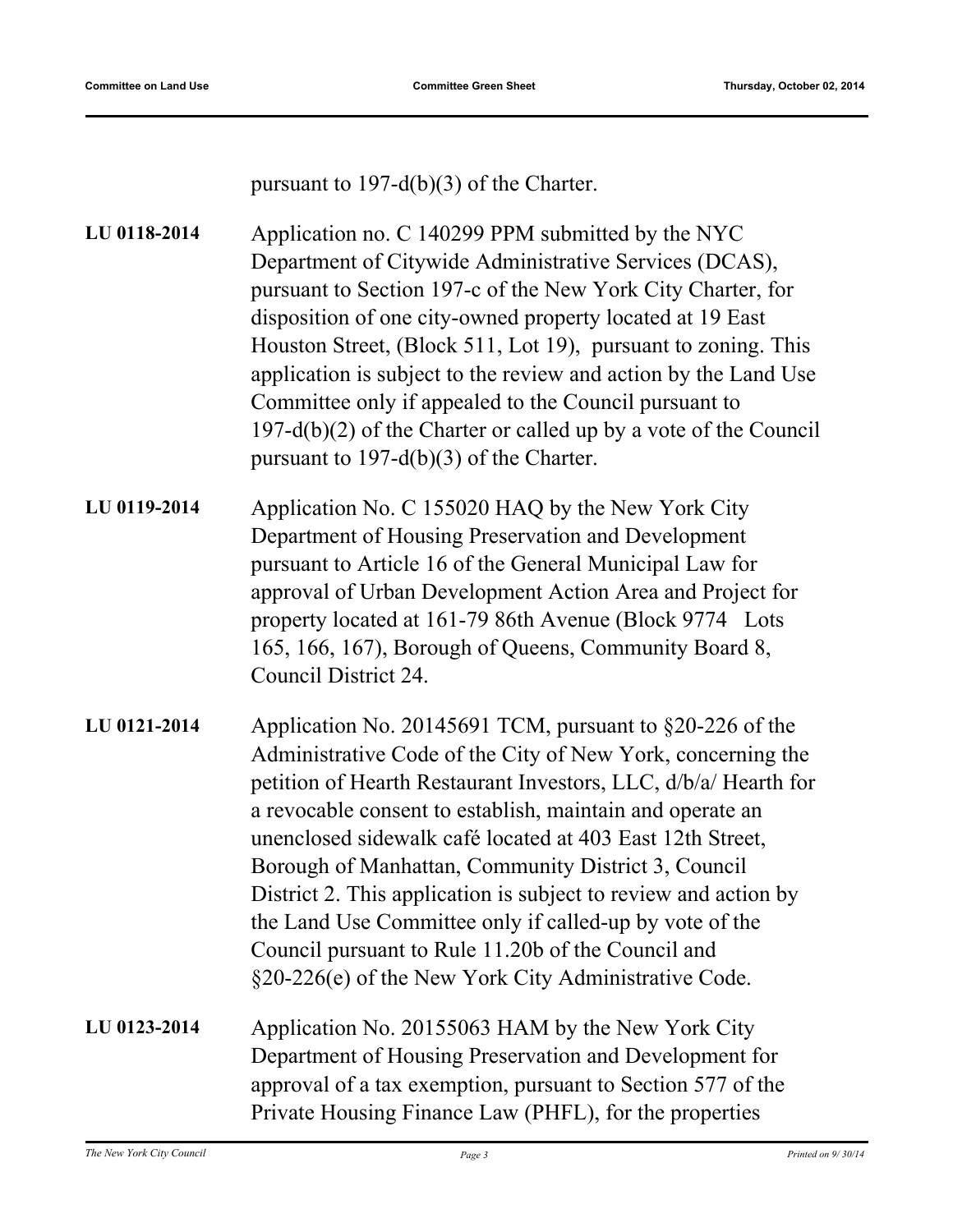pursuant to 197-d(b)(3) of the Charter.

**LU 0118-2014** Application no. C 140299 PPM submitted by the NYC Department of Citywide Administrative Services (DCAS), pursuant to Section 197-c of the New York City Charter, for disposition of one city-owned property located at 19 East Houston Street, (Block 511, Lot 19), pursuant to zoning. This application is subject to the review and action by the Land Use Committee only if appealed to the Council pursuant to 197-d(b)(2) of the Charter or called up by a vote of the Council pursuant to 197-d(b)(3) of the Charter.

**LU 0119-2014** Application No. C 155020 HAQ by the New York City Department of Housing Preservation and Development pursuant to Article 16 of the General Municipal Law for approval of Urban Development Action Area and Project for property located at 161-79 86th Avenue (Block 9774 Lots 165, 166, 167), Borough of Queens, Community Board 8, Council District 24.

**LU 0121-2014** Application No. 20145691 TCM, pursuant to §20-226 of the Administrative Code of the City of New York, concerning the petition of Hearth Restaurant Investors, LLC, d/b/a/ Hearth for a revocable consent to establish, maintain and operate an unenclosed sidewalk café located at 403 East 12th Street, Borough of Manhattan, Community District 3, Council District 2. This application is subject to review and action by the Land Use Committee only if called-up by vote of the Council pursuant to Rule 11.20b of the Council and §20-226(e) of the New York City Administrative Code.

**LU 0123-2014** Application No. 20155063 HAM by the New York City Department of Housing Preservation and Development for approval of a tax exemption, pursuant to Section 577 of the Private Housing Finance Law (PHFL), for the properties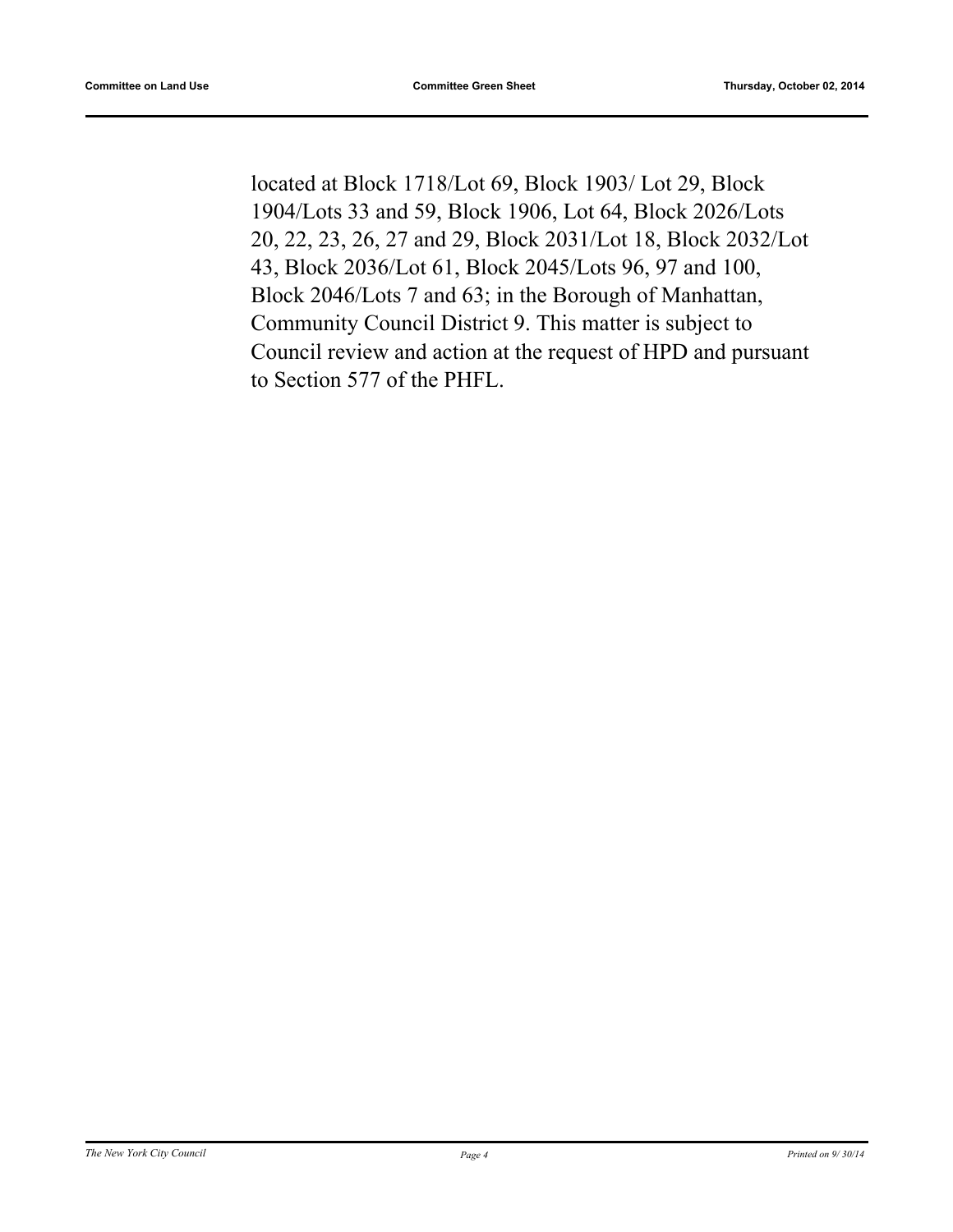located at Block 1718/Lot 69, Block 1903/ Lot 29, Block 1904/Lots 33 and 59, Block 1906, Lot 64, Block 2026/Lots 20, 22, 23, 26, 27 and 29, Block 2031/Lot 18, Block 2032/Lot 43, Block 2036/Lot 61, Block 2045/Lots 96, 97 and 100, Block 2046/Lots 7 and 63; in the Borough of Manhattan, Community Council District 9. This matter is subject to Council review and action at the request of HPD and pursuant to Section 577 of the PHFL.